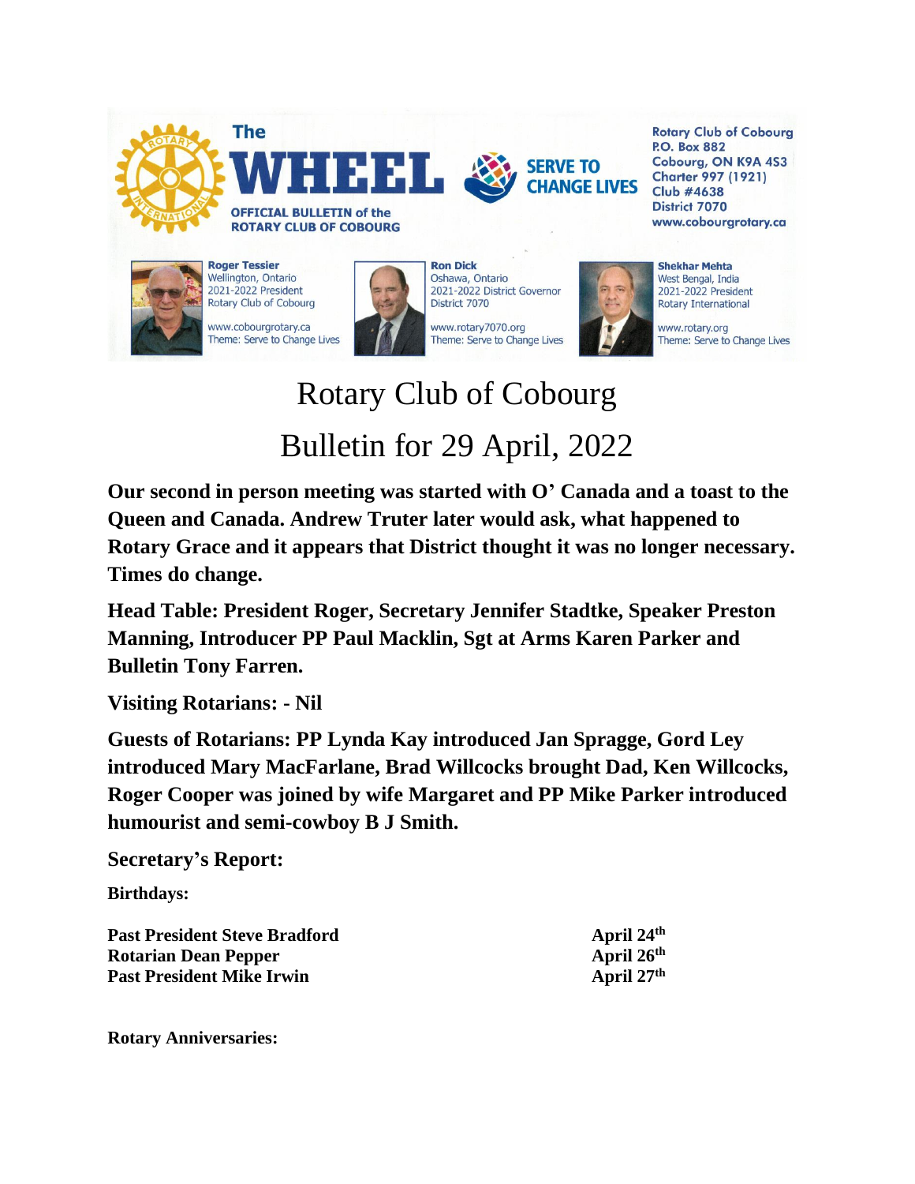The **WHEEL**

OFFICIAL BULLETIN of the ROTARY CLUB OF COBOURG

SERVE TO CHANGE LIVES

Rotary Club of Cobourg
P.O. Box 882
Cobourg, ON K9A 4S3
Charter 997 (1921)
Club #4638
District 7070
www.cobourgrotary.ca

**Roger Tessier**
Wellington, Ontario
2021-2022 President
Rotary Club of Cobourg
www.cobourgrotary.ca
Theme: Serve to Change Lives

**Ron Dick**
Oshawa, Ontario
2021-2022 District Governor
District 7070
www.rotary7070.org
Theme: Serve to Change Lives

**Shekhar Mehta**
West Bengal, India
2021-2022 President
Rotary International
www.rotary.org
Theme: Serve to Change Lives

# Rotary Club of Cobourg

# Bulletin for 29 April, 2022

**Our second in person meeting was started with O' Canada and a toast to the Queen and Canada. Andrew Truter later would ask, what happened to Rotary Grace and it appears that District thought it was no longer necessary. Times do change.**

**Head Table: President Roger, Secretary Jennifer Stadtke, Speaker Preston Manning, Introducer PP Paul Macklin, Sgt at Arms Karen Parker and Bulletin Tony Farren.**

**Visiting Rotarians: - Nil**

**Guests of Rotarians: PP Lynda Kay introduced Jan Spragge, Gord Ley introduced Mary MacFarlane, Brad Willcocks brought Dad, Ken Willcocks, Roger Cooper was joined by wife Margaret and PP Mike Parker introduced humourist and semi-cowboy B J Smith.**

**Secretary's Report:**

**Birthdays:**

| | |
|---|---|
| **Past President Steve Bradford** | **April 24th** |
| **Rotarian Dean Pepper** | **April 26th** |
| **Past President Mike Irwin** | **April 27th** |

**Rotary Anniversaries:**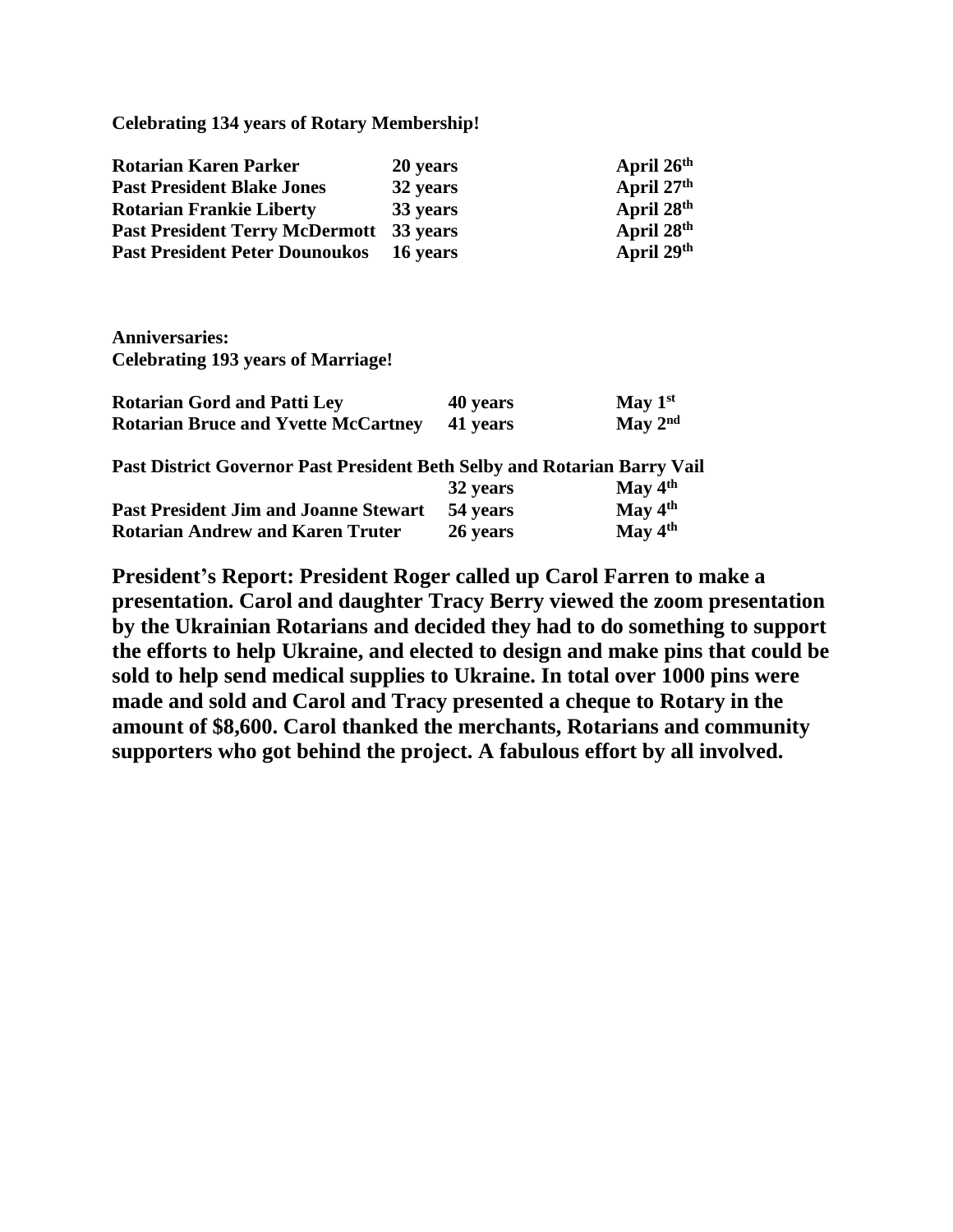**Celebrating 134 years of Rotary Membership!**

| | | |
|---|---|---|
| **Rotarian Karen Parker** | **20 years** | **April 26th** |
| **Past President Blake Jones** | **32 years** | **April 27th** |
| **Rotarian Frankie Liberty** | **33 years** | **April 28th** |
| **Past President Terry McDermott** | **33 years** | **April 28th** |
| **Past President Peter Dounoukos** | **16 years** | **April 29th** |

**Anniversaries:**
**Celebrating 193 years of Marriage!**

| | | |
|---|---|---|
| **Rotarian Gord and Patti Ley** | **40 years** | **May 1st** |
| **Rotarian Bruce and Yvette McCartney** | **41 years** | **May 2nd** |
| **Past District Governor Past President Beth Selby and Rotarian Barry Vail** | **32 years** | **May 4th** |
| **Past President Jim and Joanne Stewart** | **54 years** | **May 4th** |
| **Rotarian Andrew and Karen Truter** | **26 years** | **May 4th** |

**President's Report: President Roger called up Carol Farren to make a presentation. Carol and daughter Tracy Berry viewed the zoom presentation by the Ukrainian Rotarians and decided they had to do something to support the efforts to help Ukraine, and elected to design and make pins that could be sold to help send medical supplies to Ukraine. In total over 1000 pins were made and sold and Carol and Tracy presented a cheque to Rotary in the amount of $8,600. Carol thanked the merchants, Rotarians and community supporters who got behind the project. A fabulous effort by all involved.**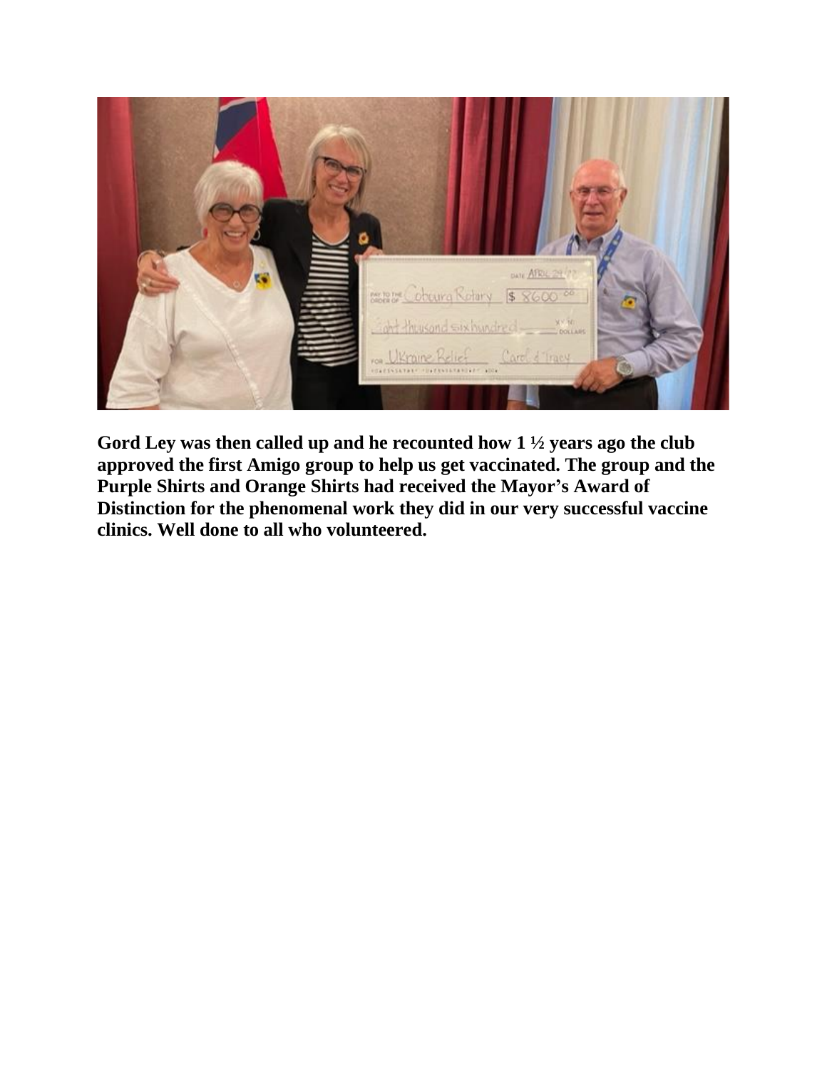**Gord Ley was then called up and he recounted how 1 ½ years ago the club approved the first Amigo group to help us get vaccinated. The group and the Purple Shirts and Orange Shirts had received the Mayor's Award of Distinction for the phenomenal work they did in our very successful vaccine clinics. Well done to all who volunteered.**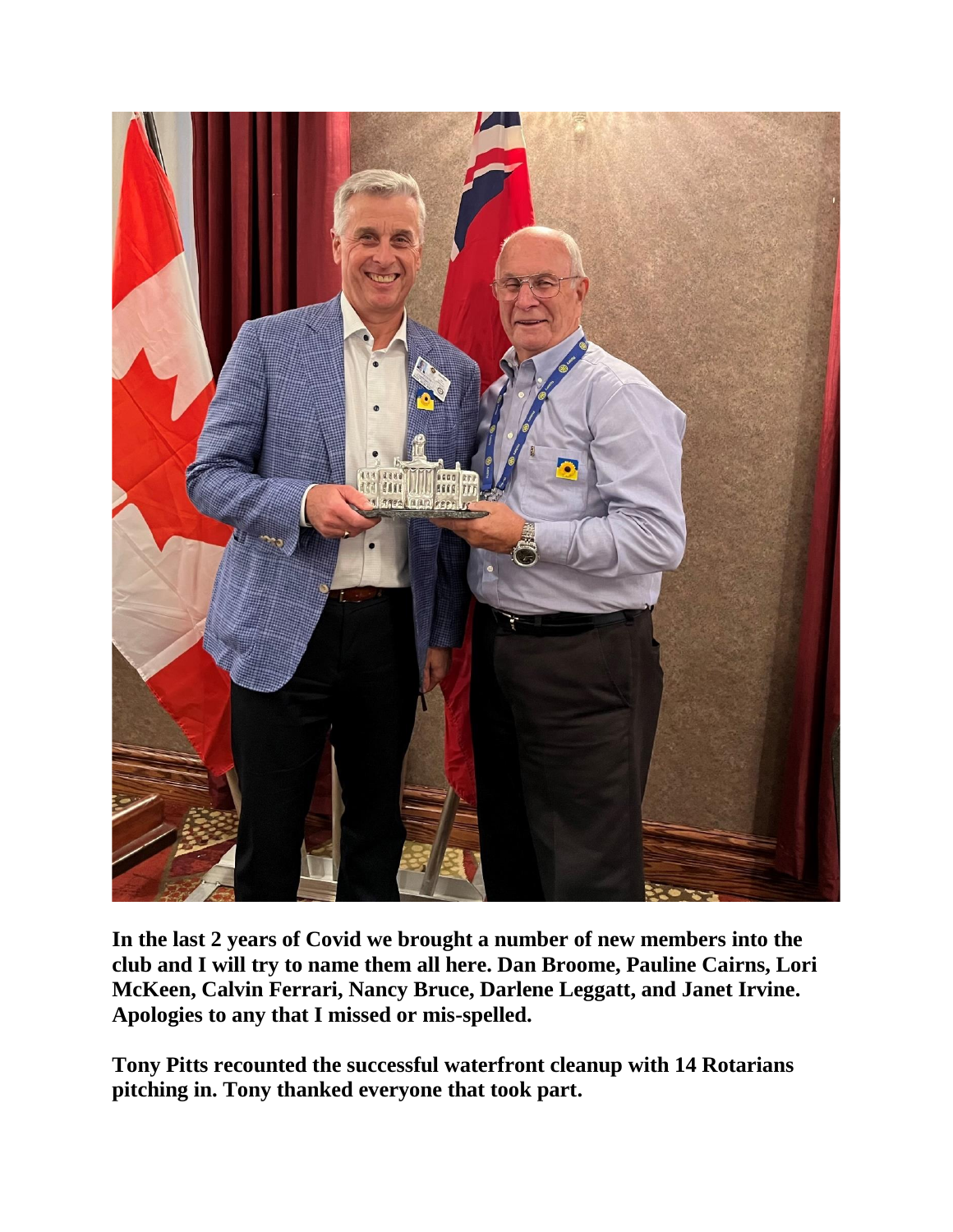**In the last 2 years of Covid we brought a number of new members into the club and I will try to name them all here. Dan Broome, Pauline Cairns, Lori McKeen, Calvin Ferrari, Nancy Bruce, Darlene Leggatt, and Janet Irvine. Apologies to any that I missed or mis-spelled.**

**Tony Pitts recounted the successful waterfront cleanup with 14 Rotarians pitching in. Tony thanked everyone that took part.**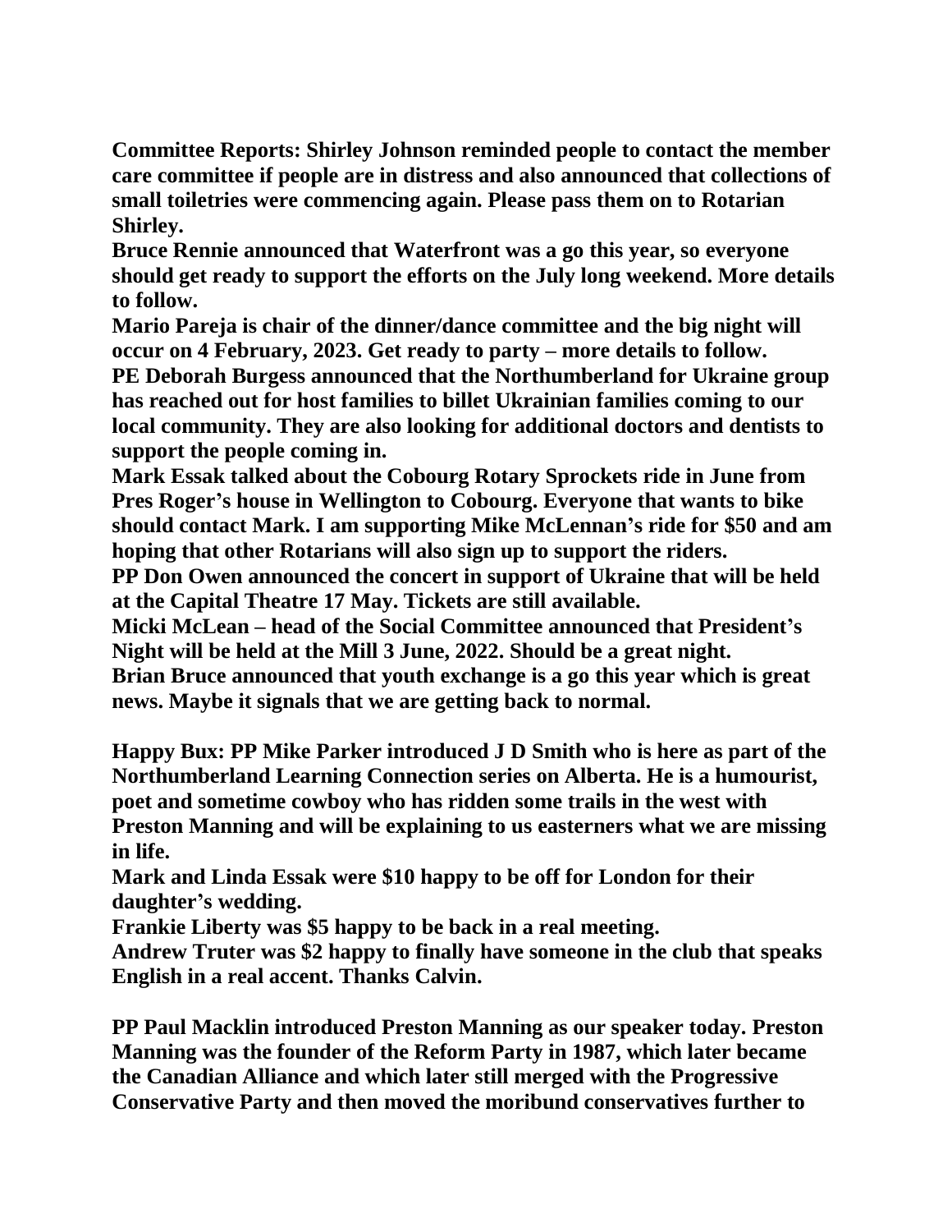**Committee Reports: Shirley Johnson reminded people to contact the member care committee if people are in distress and also announced that collections of small toiletries were commencing again. Please pass them on to Rotarian Shirley.**

**Bruce Rennie announced that Waterfront was a go this year, so everyone should get ready to support the efforts on the July long weekend. More details to follow.**

**Mario Pareja is chair of the dinner/dance committee and the big night will occur on 4 February, 2023. Get ready to party – more details to follow.**

**PE Deborah Burgess announced that the Northumberland for Ukraine group has reached out for host families to billet Ukrainian families coming to our local community. They are also looking for additional doctors and dentists to support the people coming in.**

**Mark Essak talked about the Cobourg Rotary Sprockets ride in June from Pres Roger's house in Wellington to Cobourg. Everyone that wants to bike should contact Mark. I am supporting Mike McLennan's ride for $50 and am hoping that other Rotarians will also sign up to support the riders.**

**PP Don Owen announced the concert in support of Ukraine that will be held at the Capital Theatre 17 May. Tickets are still available.**

**Micki McLean – head of the Social Committee announced that President's Night will be held at the Mill 3 June, 2022. Should be a great night.**

**Brian Bruce announced that youth exchange is a go this year which is great news. Maybe it signals that we are getting back to normal.**

**Happy Bux: PP Mike Parker introduced J D Smith who is here as part of the Northumberland Learning Connection series on Alberta. He is a humourist, poet and sometime cowboy who has ridden some trails in the west with Preston Manning and will be explaining to us easterners what we are missing in life.**

**Mark and Linda Essak were $10 happy to be off for London for their daughter's wedding.**

**Frankie Liberty was $5 happy to be back in a real meeting.**

**Andrew Truter was $2 happy to finally have someone in the club that speaks English in a real accent. Thanks Calvin.**

**PP Paul Macklin introduced Preston Manning as our speaker today. Preston Manning was the founder of the Reform Party in 1987, which later became the Canadian Alliance and which later still merged with the Progressive Conservative Party and then moved the moribund conservatives further to**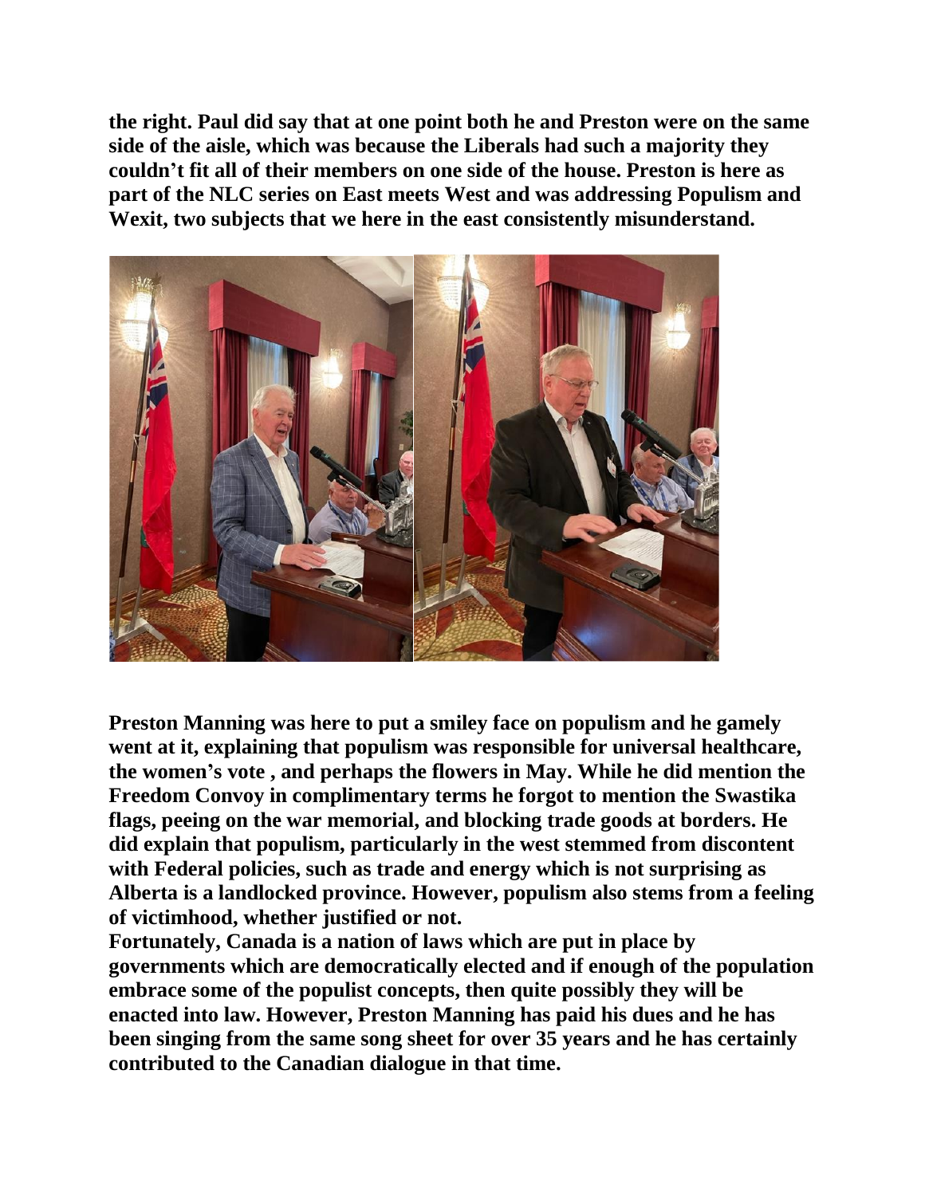**the right. Paul did say that at one point both he and Preston were on the same side of the aisle, which was because the Liberals had such a majority they couldn't fit all of their members on one side of the house. Preston is here as part of the NLC series on East meets West and was addressing Populism and Wexit, two subjects that we here in the east consistently misunderstand.**

**Preston Manning was here to put a smiley face on populism and he gamely went at it, explaining that populism was responsible for universal healthcare, the women's vote , and perhaps the flowers in May. While he did mention the Freedom Convoy in complimentary terms he forgot to mention the Swastika flags, peeing on the war memorial, and blocking trade goods at borders. He did explain that populism, particularly in the west stemmed from discontent with Federal policies, such as trade and energy which is not surprising as Alberta is a landlocked province. However, populism also stems from a feeling of victimhood, whether justified or not.**
**Fortunately, Canada is a nation of laws which are put in place by governments which are democratically elected and if enough of the population embrace some of the populist concepts, then quite possibly they will be enacted into law. However, Preston Manning has paid his dues and he has been singing from the same song sheet for over 35 years and he has certainly contributed to the Canadian dialogue in that time.**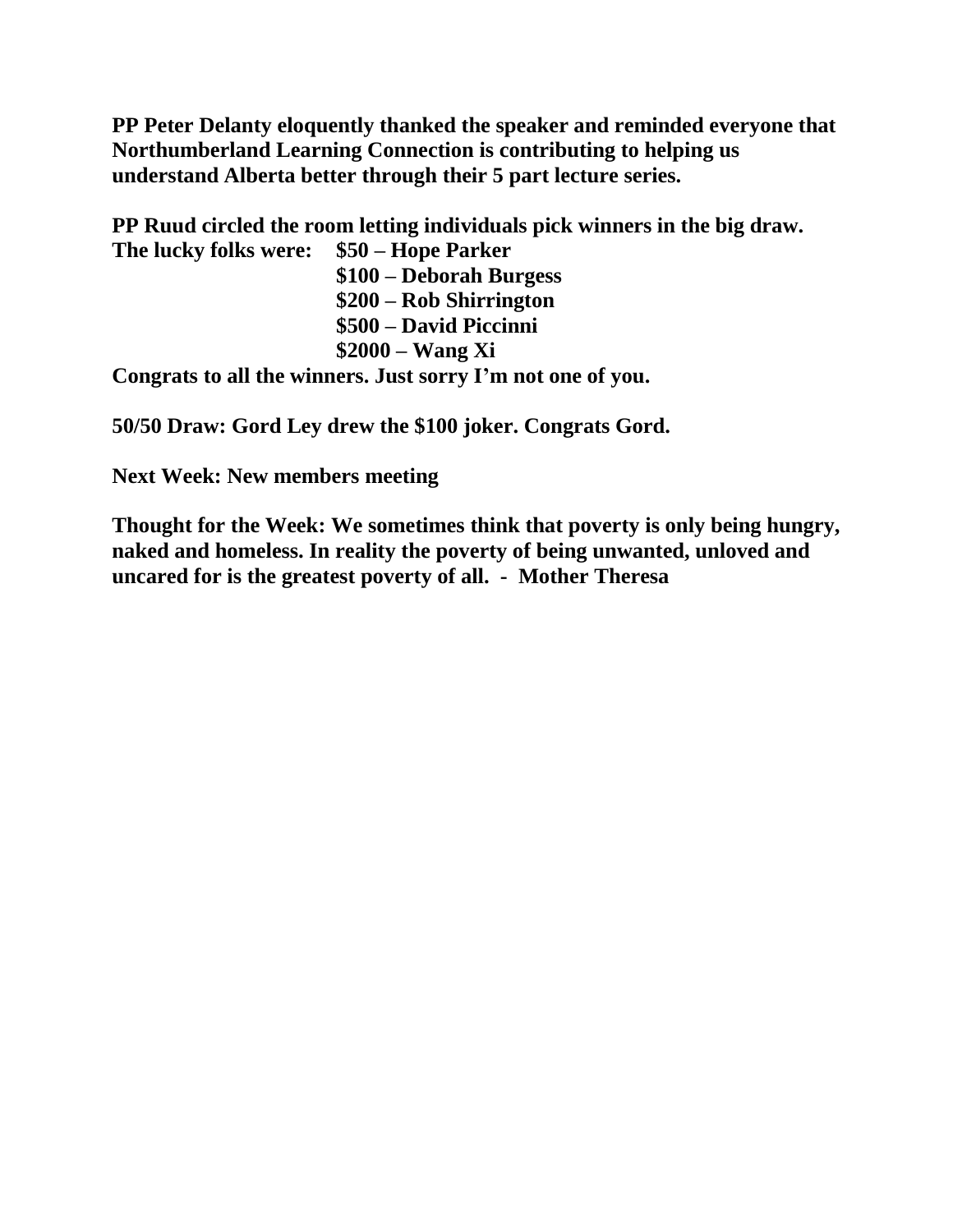**PP Peter Delanty eloquently thanked the speaker and reminded everyone that Northumberland Learning Connection is contributing to helping us understand Alberta better through their 5 part lecture series.**

**PP Ruud circled the room letting individuals pick winners in the big draw.**
**The lucky folks were: $50 – Hope Parker**
**$100 – Deborah Burgess**
**$200 – Rob Shirrington**
**$500 – David Piccinni**
**$2000 – Wang Xi**
**Congrats to all the winners. Just sorry I'm not one of you.**

**50/50 Draw: Gord Ley drew the $100 joker. Congrats Gord.**

**Next Week: New members meeting**

**Thought for the Week: We sometimes think that poverty is only being hungry, naked and homeless. In reality the poverty of being unwanted, unloved and uncared for is the greatest poverty of all. - Mother Theresa**